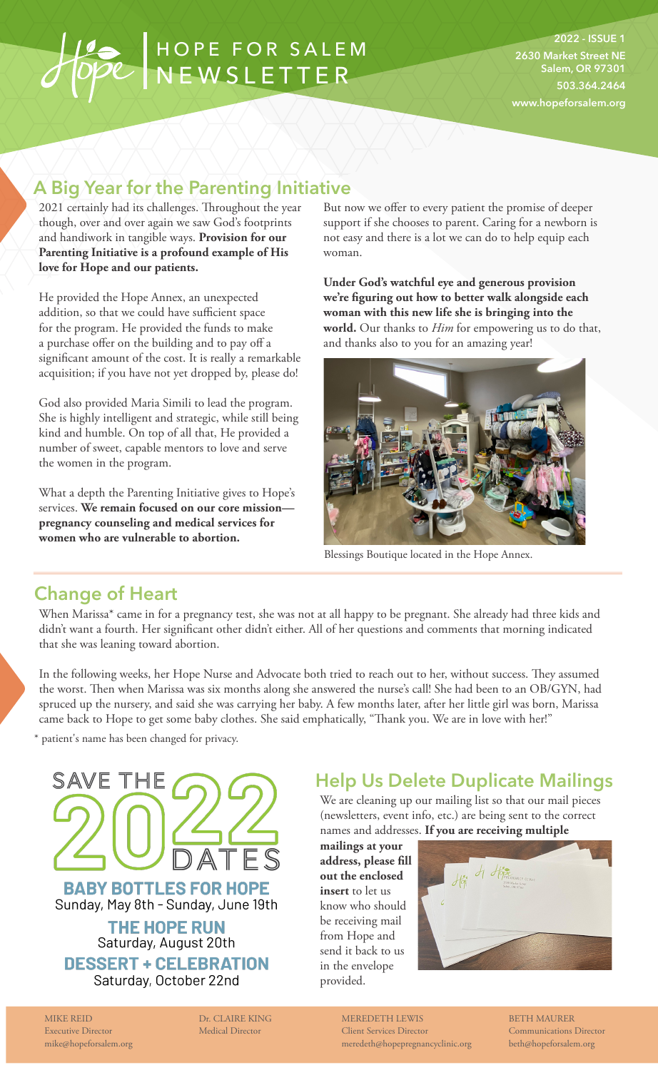# HOPE FOR SALEM NEWSLETTER

**2022 - ISSUE 1**
**2630 Market Street NE**
**Salem, OR 97301**
**503.364.2464**
**www.hopeforsalem.org**

## A Big Year for the Parenting Initiative

2021 certainly had its challenges. Throughout the year though, over and over again we saw God's footprints and handiwork in tangible ways. **Provision for our Parenting Initiative is a profound example of His love for Hope and our patients.**

He provided the Hope Annex, an unexpected addition, so that we could have sufficient space for the program. He provided the funds to make a purchase offer on the building and to pay off a significant amount of the cost. It is really a remarkable acquisition; if you have not yet dropped by, please do!

God also provided Maria Simili to lead the program. She is highly intelligent and strategic, while still being kind and humble. On top of all that, He provided a number of sweet, capable mentors to love and serve the women in the program.

What a depth the Parenting Initiative gives to Hope's services. **We remain focused on our core mission—pregnancy counseling and medical services for women who are vulnerable to abortion.**

But now we offer to every patient the promise of deeper support if she chooses to parent. Caring for a newborn is not easy and there is a lot we can do to help equip each woman.

**Under God's watchful eye and generous provision we're figuring out how to better walk alongside each woman with this new life she is bringing into the world.** Our thanks to *Him* for empowering us to do that, and thanks also to you for an amazing year!

Blessings Boutique located in the Hope Annex.

## Change of Heart

When Marissa* came in for a pregnancy test, she was not at all happy to be pregnant. She already had three kids and didn't want a fourth. Her significant other didn't either. All of her questions and comments that morning indicated that she was leaning toward abortion.

In the following weeks, her Hope Nurse and Advocate both tried to reach out to her, without success. They assumed the worst. Then when Marissa was six months along she answered the nurse's call! She had been to an OB/GYN, had spruced up the nursery, and said she was carrying her baby. A few months later, after her little girl was born, Marissa came back to Hope to get some baby clothes. She said emphatically, "Thank you. We are in love with her!"

\* patient's name has been changed for privacy.

## SAVE THE 2022 DATES

**BABY BOTTLES FOR HOPE**
Sunday, May 8th – Sunday, June 19th

**THE HOPE RUN**
Saturday, August 20th

**DESSERT + CELEBRATION**
Saturday, October 22nd

## Help Us Delete Duplicate Mailings

We are cleaning up our mailing list so that our mail pieces (newsletters, event info, etc.) are being sent to the correct names and addresses. **If you are receiving multiple mailings at your address, please fill out the enclosed insert** to let us know who should be receiving mail from Hope and send it back to us in the envelope provided.

MIKE REID
Executive Director
mike@hopeforsalem.org

Dr. CLAIRE KING
Medical Director

MEREDETH LEWIS
Client Services Director
meredeth@hopepregnancyclinic.org

BETH MAURER
Communications Director
beth@hopeforsalem.org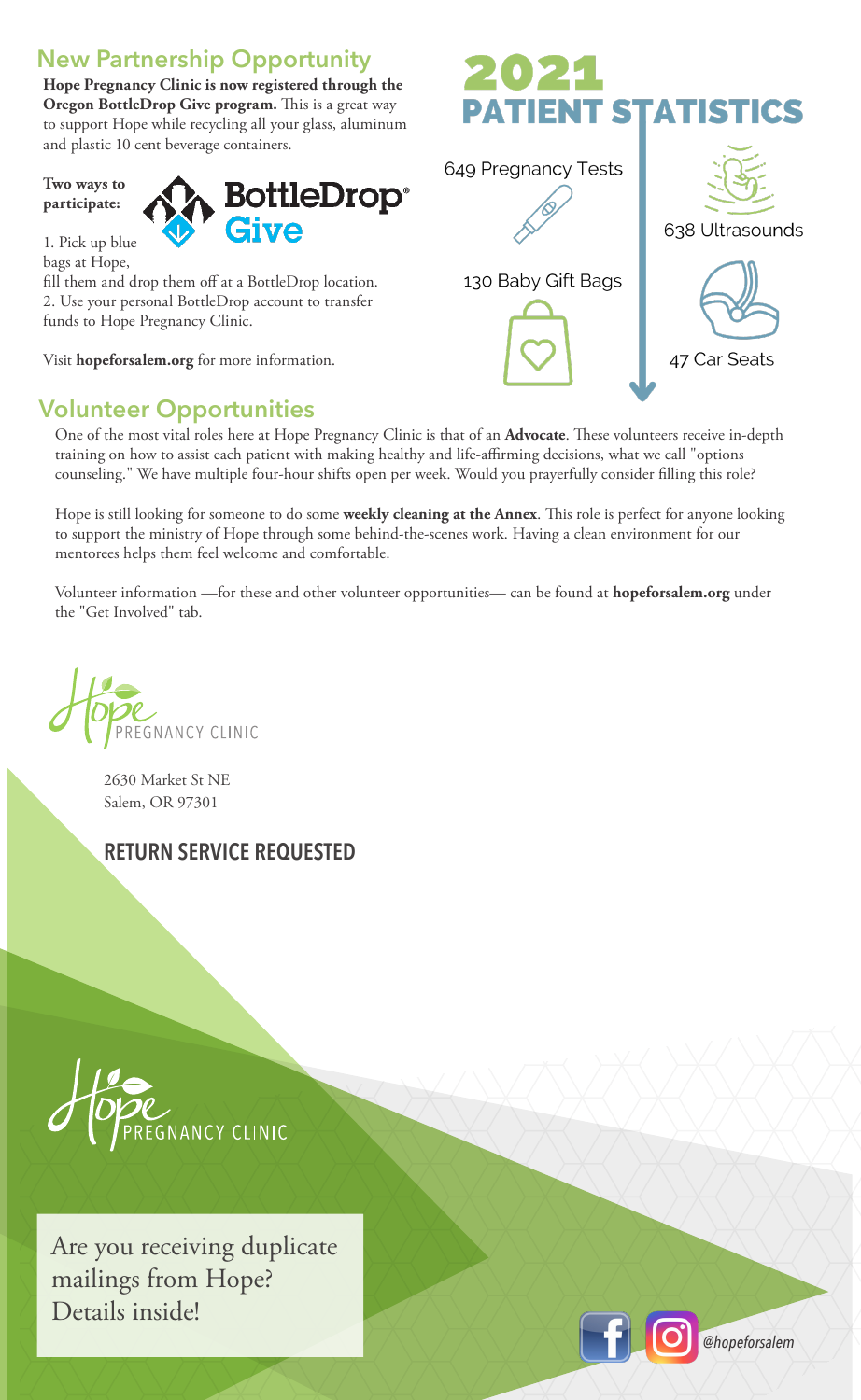## New Partnership Opportunity

**Hope Pregnancy Clinic is now registered through the Oregon BottleDrop Give program.** This is a great way to support Hope while recycling all your glass, aluminum and plastic 10 cent beverage containers.

**Two ways to participate:**

BottleDrop® Give

1. Pick up blue bags at Hope, fill them and drop them off at a BottleDrop location.
2. Use your personal BottleDrop account to transfer funds to Hope Pregnancy Clinic.

Visit **hopeforsalem.org** for more information.

# 2021 PATIENT STATISTICS

649 Pregnancy Tests

638 Ultrasounds

130 Baby Gift Bags

47 Car Seats

## Volunteer Opportunities

One of the most vital roles here at Hope Pregnancy Clinic is that of an **Advocate**. These volunteers receive in-depth training on how to assist each patient with making healthy and life-affirming decisions, what we call "options counseling." We have multiple four-hour shifts open per week. Would you prayerfully consider filling this role?

Hope is still looking for someone to do some **weekly cleaning at the Annex**. This role is perfect for anyone looking to support the ministry of Hope through some behind-the-scenes work. Having a clean environment for our mentorees helps them feel welcome and comfortable.

Volunteer information —for these and other volunteer opportunities— can be found at **hopeforsalem.org** under the "Get Involved" tab.

Hope PREGNANCY CLINIC

2630 Market St NE
Salem, OR 97301

**RETURN SERVICE REQUESTED**

Hope PREGNANCY CLINIC

Are you receiving duplicate mailings from Hope? Details inside!

@hopeforsalem